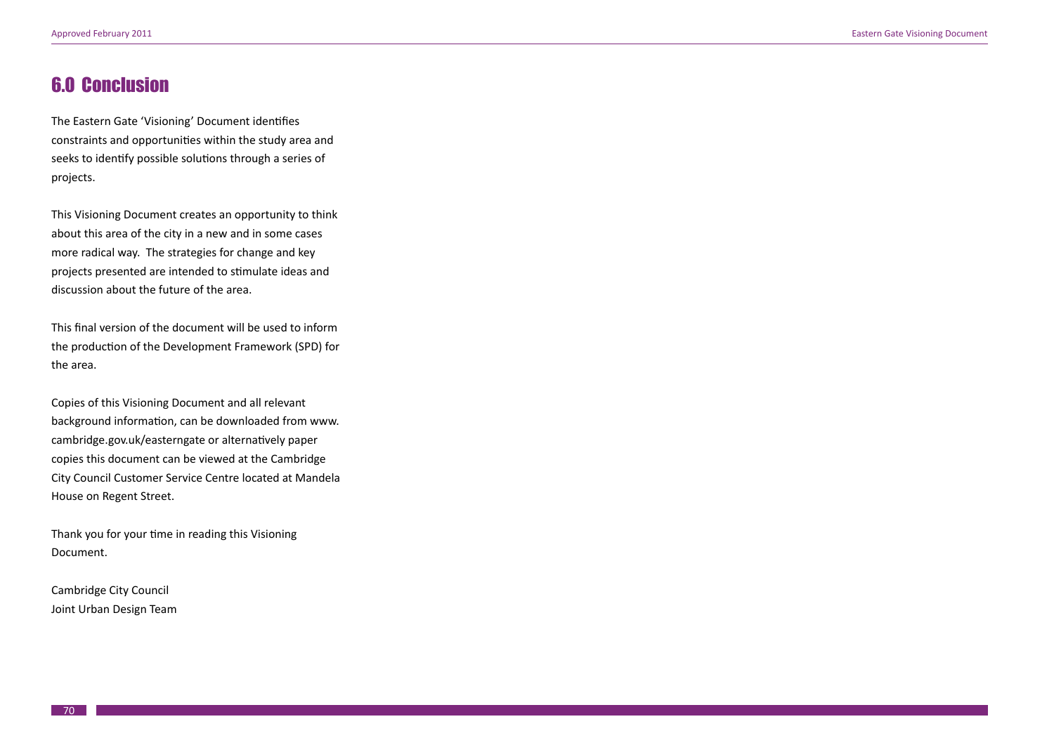# 6.0 Conclusion

The Eastern Gate 'Visioning' Document identifies constraints and opportunities within the study area and seeks to identify possible solutions through a series of projects.

This Visioning Document creates an opportunity to think about this area of the city in a new and in some cases more radical way. The strategies for change and key projects presented are intended to stimulate ideas and discussion about the future of the area.

This final version of the document will be used to inform the production of the Development Framework (SPD) for the area.

Copies of this Visioning Document and all relevant background information, can be downloaded from www.cambridge.gov.uk/easterngate or alternatively paper copies this document can be viewed at the Cambridge City Council Customer Service Centre located at Mandela House on Regent Street.

Thank you for your time in reading this Visioning Document.

Cambridge City Council
Joint Urban Design Team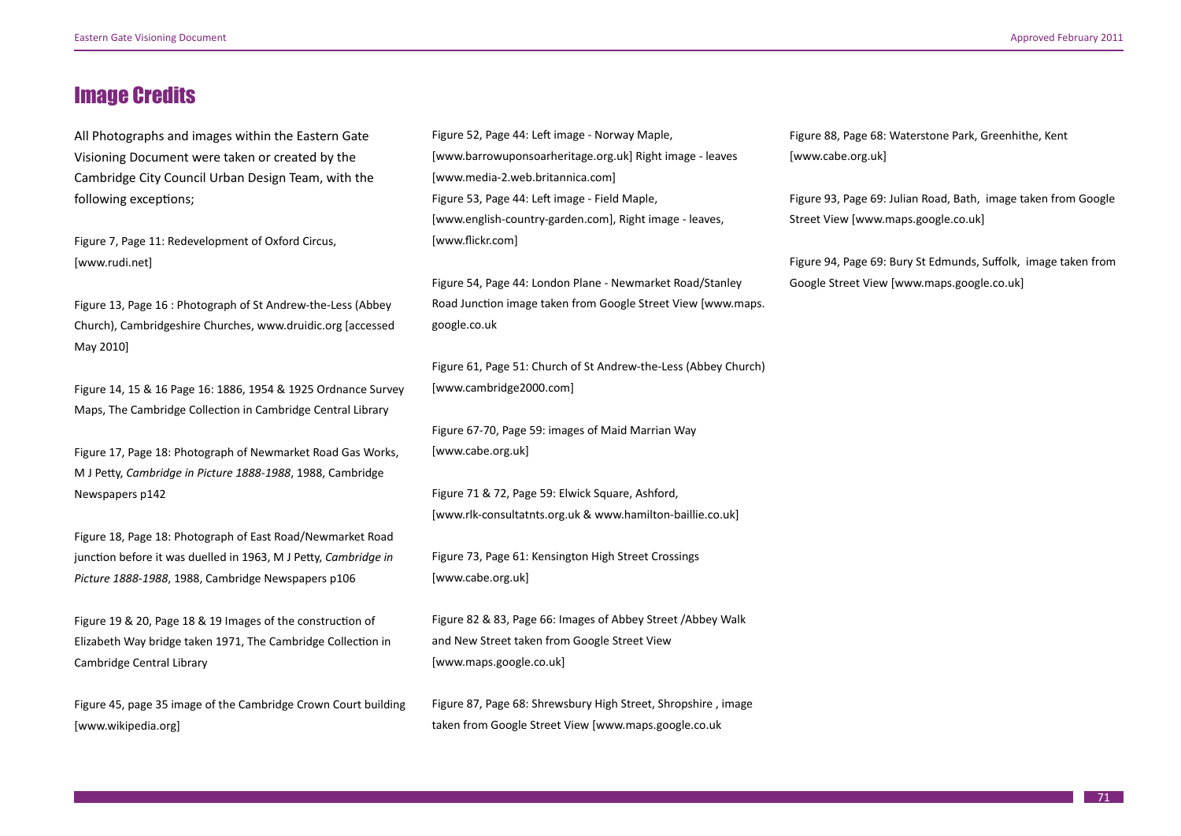# Image Credits

All Photographs and images within the Eastern Gate Visioning Document were taken or created by the Cambridge City Council Urban Design Team, with the following exceptions;

Figure 7, Page 11: Redevelopment of Oxford Circus, [www.rudi.net]

Figure 13, Page 16 : Photograph of St Andrew-the-Less (Abbey Church), Cambridgeshire Churches, www.druidic.org [accessed May 2010]

Figure 14, 15 & 16 Page 16: 1886, 1954 & 1925 Ordnance Survey Maps, The Cambridge Collection in Cambridge Central Library

Figure 17, Page 18: Photograph of Newmarket Road Gas Works, M J Petty, *Cambridge in Picture 1888-1988*, 1988, Cambridge Newspapers p142

Figure 18, Page 18: Photograph of East Road/Newmarket Road junction before it was duelled in 1963, M J Petty, *Cambridge in Picture 1888-1988*, 1988, Cambridge Newspapers p106

Figure 19 & 20, Page 18 & 19 Images of the construction of Elizabeth Way bridge taken 1971, The Cambridge Collection in Cambridge Central Library

Figure 45, page 35 image of the Cambridge Crown Court building [www.wikipedia.org]

Figure 52, Page 44: Left image - Norway Maple, [www.barrowuponsoarheritage.org.uk] Right image - leaves [www.media-2.web.britannica.com]
Figure 53, Page 44: Left image - Field Maple, [www.english-country-garden.com], Right image - leaves, [www.flickr.com]

Figure 54, Page 44: London Plane - Newmarket Road/Stanley Road Junction image taken from Google Street View [www.maps.google.co.uk

Figure 61, Page 51: Church of St Andrew-the-Less (Abbey Church) [www.cambridge2000.com]

Figure 67-70, Page 59: images of Maid Marrian Way [www.cabe.org.uk]

Figure 71 & 72, Page 59: Elwick Square, Ashford, [www.rlk-consultatnts.org.uk & www.hamilton-baillie.co.uk]

Figure 73, Page 61: Kensington High Street Crossings [www.cabe.org.uk]

Figure 82 & 83, Page 66: Images of Abbey Street /Abbey Walk and New Street taken from Google Street View [www.maps.google.co.uk]

Figure 87, Page 68: Shrewsbury High Street, Shropshire , image taken from Google Street View [www.maps.google.co.uk

Figure 88, Page 68: Waterstone Park, Greenhithe, Kent [www.cabe.org.uk]

Figure 93, Page 69: Julian Road, Bath, image taken from Google Street View [www.maps.google.co.uk]

Figure 94, Page 69: Bury St Edmunds, Suffolk, image taken from Google Street View [www.maps.google.co.uk]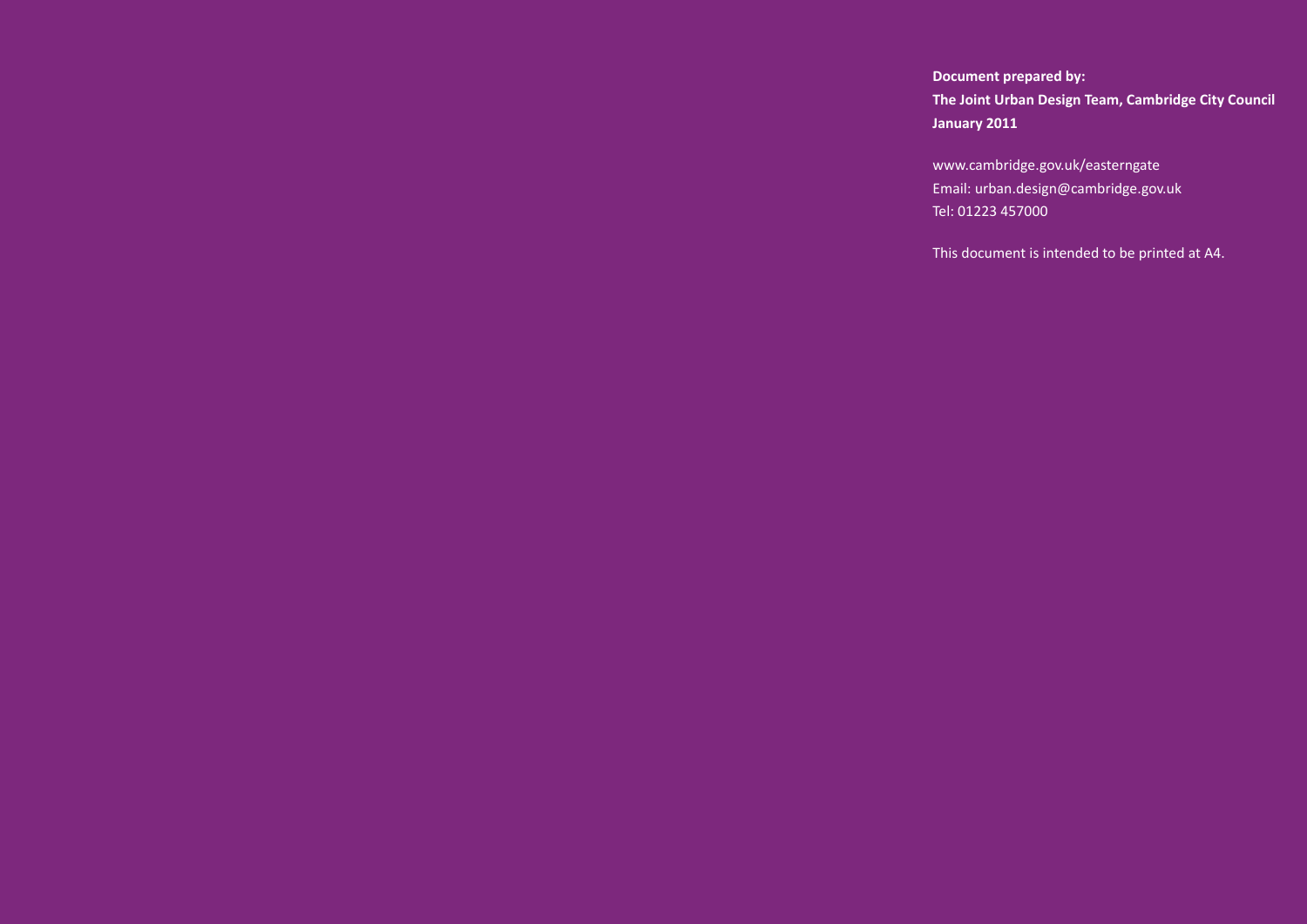**Document prepared by:**
**The Joint Urban Design Team, Cambridge City Council**
**January 2011**

www.cambridge.gov.uk/easterngate
Email: urban.design@cambridge.gov.uk
Tel: 01223 457000

This document is intended to be printed at A4.